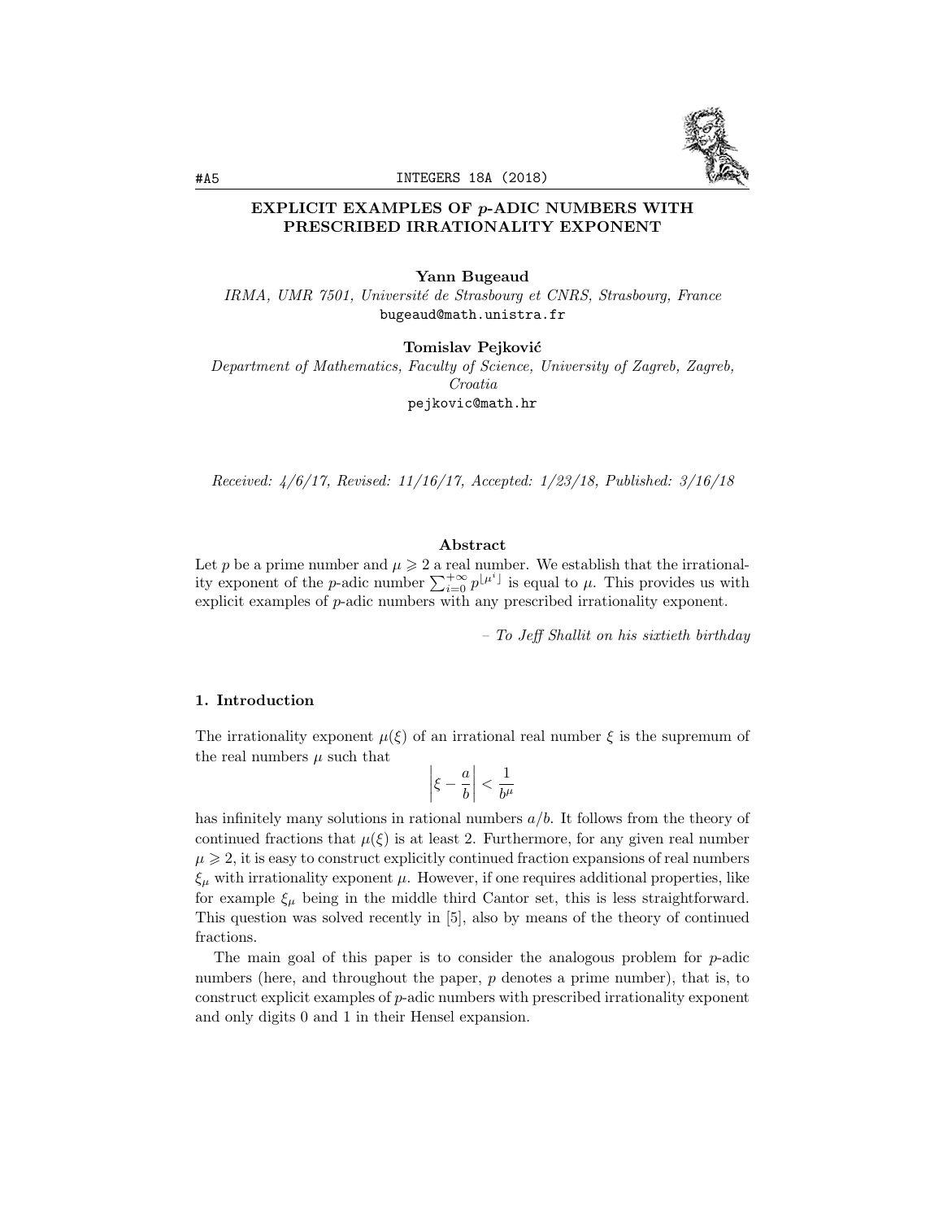# EXPLICIT EXAMPLES OF $p$-ADIC NUMBERS WITH PRESCRIBED IRRATIONALITY EXPONENT

**Yann Bugeaud**
*IRMA, UMR 7501, Université de Strasbourg et CNRS, Strasbourg, France*
bugeaud@math.unistra.fr

**Tomislav Pejković**
*Department of Mathematics, Faculty of Science, University of Zagreb, Zagreb, Croatia*
pejkovic@math.hr

*Received: 4/6/17, Revised: 11/16/17, Accepted: 1/23/18, Published: 3/16/18*

### Abstract

Let $p$ be a prime number and $\mu \geqslant 2$ a real number. We establish that the irrationality exponent of the $p$-adic number $\sum_{i=0}^{+\infty} p^{\lfloor \mu^i \rfloor}$ is equal to $\mu$. This provides us with explicit examples of $p$-adic numbers with any prescribed irrationality exponent.

– *To Jeff Shallit on his sixtieth birthday*

## 1. Introduction

The irrationality exponent $\mu(\xi)$ of an irrational real number $\xi$ is the supremum of the real numbers $\mu$ such that

$$\left| \xi - \frac{a}{b} \right| < \frac{1}{b^{\mu}}$$

has infinitely many solutions in rational numbers $a/b$. It follows from the theory of continued fractions that $\mu(\xi)$ is at least 2. Furthermore, for any given real number $\mu \geqslant 2$, it is easy to construct explicitly continued fraction expansions of real numbers $\xi_\mu$ with irrationality exponent $\mu$. However, if one requires additional properties, like for example $\xi_\mu$ being in the middle third Cantor set, this is less straightforward. This question was solved recently in [5], also by means of the theory of continued fractions.

The main goal of this paper is to consider the analogous problem for $p$-adic numbers (here, and throughout the paper, $p$ denotes a prime number), that is, to construct explicit examples of $p$-adic numbers with prescribed irrationality exponent and only digits 0 and 1 in their Hensel expansion.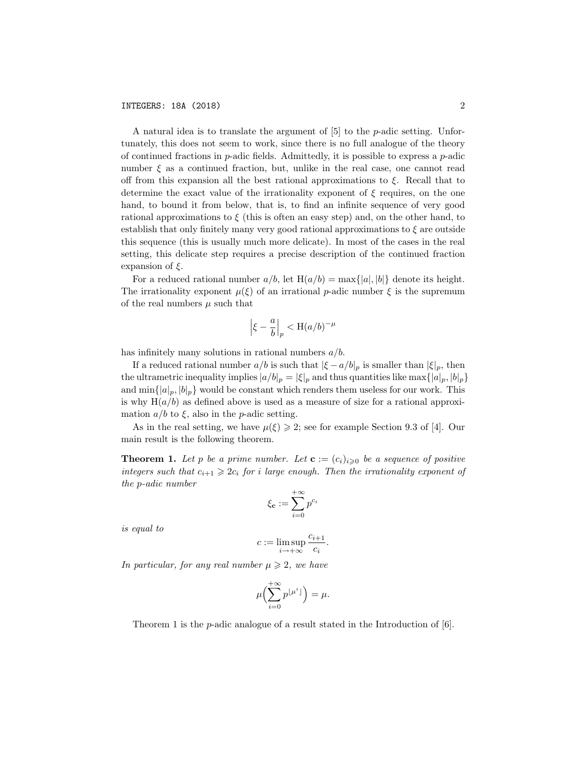A natural idea is to translate the argument of [5] to the $p$-adic setting. Unfortunately, this does not seem to work, since there is no full analogue of the theory of continued fractions in $p$-adic fields. Admittedly, it is possible to express a $p$-adic number $\xi$ as a continued fraction, but, unlike in the real case, one cannot read off from this expansion all the best rational approximations to $\xi$. Recall that to determine the exact value of the irrationality exponent of $\xi$ requires, on the one hand, to bound it from below, that is, to find an infinite sequence of very good rational approximations to $\xi$ (this is often an easy step) and, on the other hand, to establish that only finitely many very good rational approximations to $\xi$ are outside this sequence (this is usually much more delicate). In most of the cases in the real setting, this delicate step requires a precise description of the continued fraction expansion of $\xi$.

For a reduced rational number $a/b$, let $\mathrm{H}(a/b) = \max\{|a|, |b|\}$ denote its height. The irrationality exponent $\mu(\xi)$ of an irrational $p$-adic number $\xi$ is the supremum of the real numbers $\mu$ such that

$$\left|\xi - \frac{a}{b}\right|_p < \mathrm{H}(a/b)^{-\mu}$$

has infinitely many solutions in rational numbers $a/b$.

If a reduced rational number $a/b$ is such that $|\xi - a/b|_p$ is smaller than $|\xi|_p$, then the ultrametric inequality implies $|a/b|_p = |\xi|_p$ and thus quantities like $\max\{|a|_p, |b|_p\}$ and $\min\{|a|_p, |b|_p\}$ would be constant which renders them useless for our work. This is why $\mathrm{H}(a/b)$ as defined above is used as a measure of size for a rational approximation $a/b$ to $\xi$, also in the $p$-adic setting.

As in the real setting, we have $\mu(\xi) \geqslant 2$; see for example Section 9.3 of [4]. Our main result is the following theorem.

**Theorem 1.** *Let $p$ be a prime number. Let $\mathbf{c} := (c_i)_{i \geqslant 0}$ be a sequence of positive integers such that $c_{i+1} \geqslant 2c_i$ for $i$ large enough. Then the irrationality exponent of the $p$-adic number*

$$\xi_{\mathbf{c}} := \sum_{i=0}^{+\infty} p^{c_i}$$

*is equal to*

$$c := \limsup_{i \to +\infty} \frac{c_{i+1}}{c_i}.$$

*In particular, for any real number $\mu \geqslant 2$, we have*

$$\mu\Big(\sum_{i=0}^{+\infty} p^{\lfloor \mu^i \rfloor}\Big) = \mu.$$

Theorem 1 is the $p$-adic analogue of a result stated in the Introduction of [6].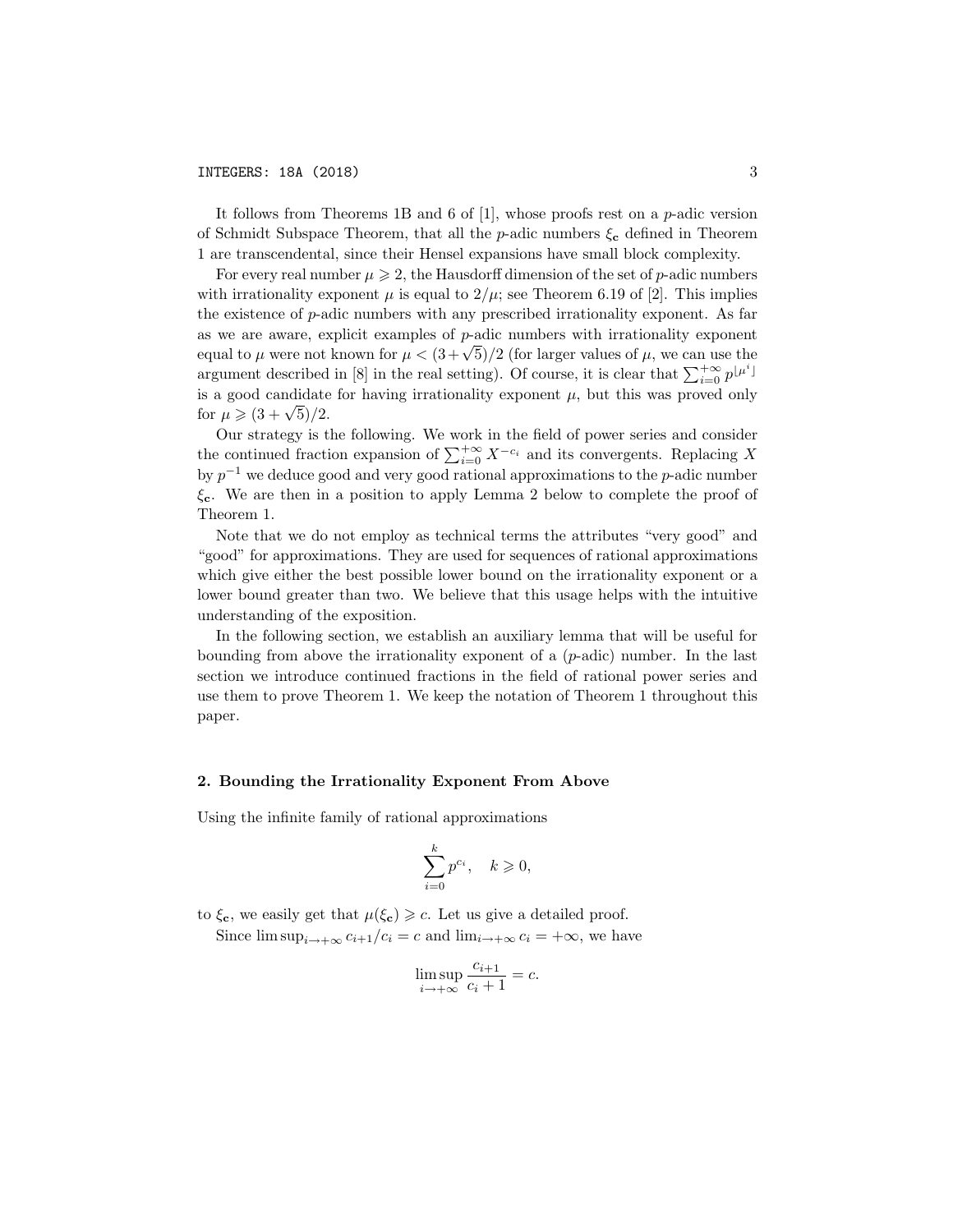It follows from Theorems 1B and 6 of [1], whose proofs rest on a $p$-adic version of Schmidt Subspace Theorem, that all the $p$-adic numbers $\xi_{\mathbf{c}}$ defined in Theorem 1 are transcendental, since their Hensel expansions have small block complexity.

For every real number $\mu \geqslant 2$, the Hausdorff dimension of the set of $p$-adic numbers with irrationality exponent $\mu$ is equal to $2/\mu$; see Theorem 6.19 of [2]. This implies the existence of $p$-adic numbers with any prescribed irrationality exponent. As far as we are aware, explicit examples of $p$-adic numbers with irrationality exponent equal to $\mu$ were not known for $\mu < (3+\sqrt{5})/2$ (for larger values of $\mu$, we can use the argument described in [8] in the real setting). Of course, it is clear that $\sum_{i=0}^{+\infty} p^{\lfloor \mu^i \rfloor}$ is a good candidate for having irrationality exponent $\mu$, but this was proved only for $\mu \geqslant (3+\sqrt{5})/2$.

Our strategy is the following. We work in the field of power series and consider the continued fraction expansion of $\sum_{i=0}^{+\infty} X^{-c_i}$ and its convergents. Replacing $X$ by $p^{-1}$ we deduce good and very good rational approximations to the $p$-adic number $\xi_{\mathbf{c}}$. We are then in a position to apply Lemma 2 below to complete the proof of Theorem 1.

Note that we do not employ as technical terms the attributes "very good" and "good" for approximations. They are used for sequences of rational approximations which give either the best possible lower bound on the irrationality exponent or a lower bound greater than two. We believe that this usage helps with the intuitive understanding of the exposition.

In the following section, we establish an auxiliary lemma that will be useful for bounding from above the irrationality exponent of a ($p$-adic) number. In the last section we introduce continued fractions in the field of rational power series and use them to prove Theorem 1. We keep the notation of Theorem 1 throughout this paper.

## 2. Bounding the Irrationality Exponent From Above

Using the infinite family of rational approximations

$$\sum_{i=0}^{k} p^{c_i}, \quad k \geqslant 0,$$

to $\xi_{\mathbf{c}}$, we easily get that $\mu(\xi_{\mathbf{c}}) \geqslant c$. Let us give a detailed proof.

Since $\limsup_{i \to +\infty} c_{i+1}/c_i = c$ and $\lim_{i \to +\infty} c_i = +\infty$, we have

$$\limsup_{i \to +\infty} \frac{c_{i+1}}{c_i + 1} = c.$$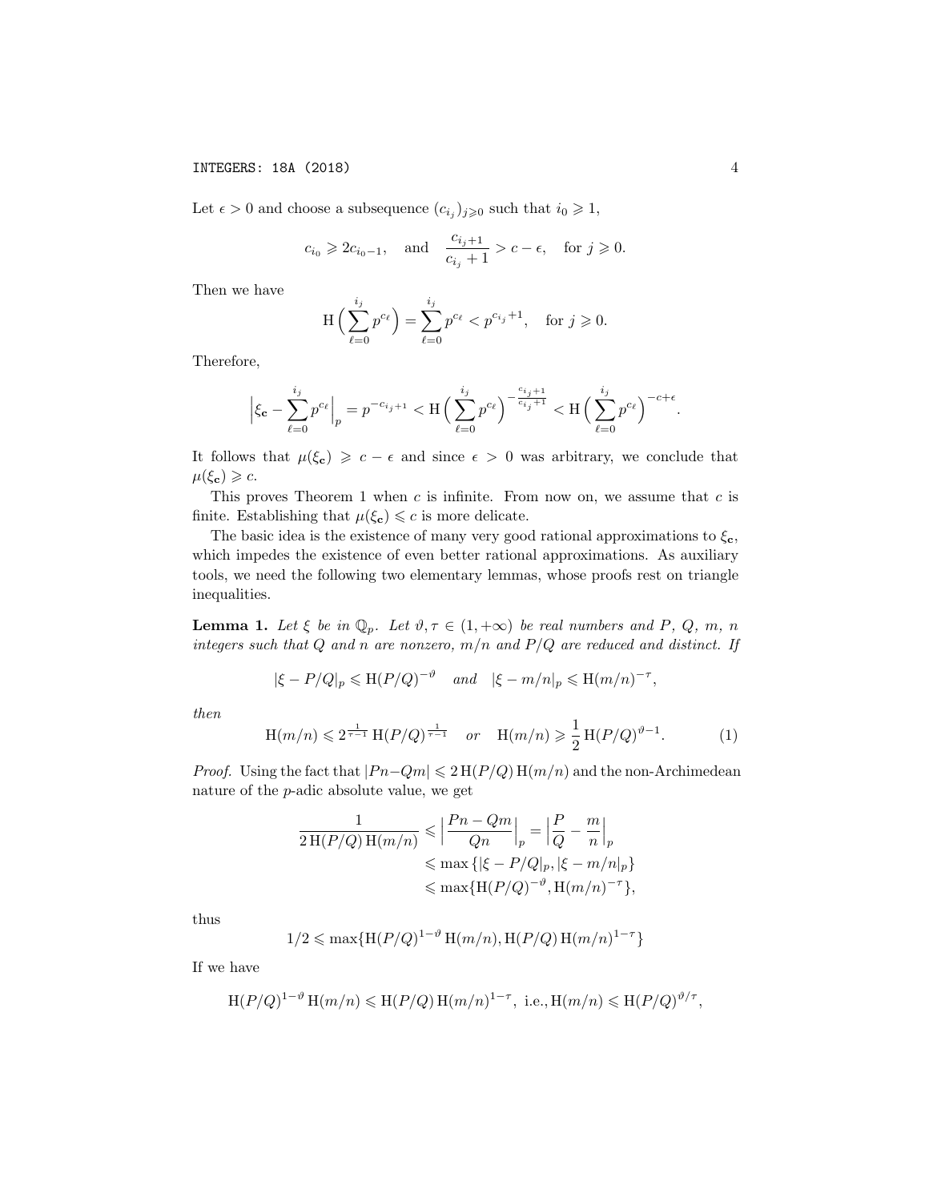Let $\epsilon > 0$ and choose a subsequence $(c_{i_j})_{j \geqslant 0}$ such that $i_0 \geqslant 1$,

$$c_{i_0} \geqslant 2c_{i_0 - 1}, \quad \text{and} \quad \frac{c_{i_j+1}}{c_{i_j}+1} > c - \epsilon, \quad \text{for } j \geqslant 0.$$

Then we have

$$\mathrm{H}\Big(\sum_{\ell=0}^{i_j} p^{c_\ell}\Big) = \sum_{\ell=0}^{i_j} p^{c_\ell} < p^{c_{i_j}+1}, \quad \text{for } j \geqslant 0.$$

Therefore,

$$\Big|\xi_{\mathbf{c}} - \sum_{\ell=0}^{i_j} p^{c_\ell}\Big|_p = p^{-c_{i_j+1}} < \mathrm{H}\Big(\sum_{\ell=0}^{i_j} p^{c_\ell}\Big)^{-\frac{c_{i_j+1}}{c_{i_j}+1}} < \mathrm{H}\Big(\sum_{\ell=0}^{i_j} p^{c_\ell}\Big)^{-c+\epsilon}.$$

It follows that $\mu(\xi_{\mathbf{c}}) \geqslant c - \epsilon$ and since $\epsilon > 0$ was arbitrary, we conclude that $\mu(\xi_{\mathbf{c}}) \geqslant c$.

This proves Theorem 1 when $c$ is infinite. From now on, we assume that $c$ is finite. Establishing that $\mu(\xi_{\mathbf{c}}) \leqslant c$ is more delicate.

The basic idea is the existence of many very good rational approximations to $\xi_{\mathbf{c}}$, which impedes the existence of even better rational approximations. As auxiliary tools, we need the following two elementary lemmas, whose proofs rest on triangle inequalities.

**Lemma 1.** *Let $\xi$ be in $\mathbb{Q}_p$. Let $\vartheta, \tau \in (1, +\infty)$ be real numbers and $P$, $Q$, $m$, $n$ integers such that $Q$ and $n$ are nonzero, $m/n$ and $P/Q$ are reduced and distinct. If*

$$|\xi - P/Q|_p \leqslant \mathrm{H}(P/Q)^{-\vartheta} \quad \textit{and} \quad |\xi - m/n|_p \leqslant \mathrm{H}(m/n)^{-\tau},$$

*then*

$$\mathrm{H}(m/n) \leqslant 2^{\frac{1}{\tau-1}}\,\mathrm{H}(P/Q)^{\frac{1}{\tau-1}} \quad \textit{or} \quad \mathrm{H}(m/n) \geqslant \frac{1}{2}\,\mathrm{H}(P/Q)^{\vartheta-1}. \tag{1}$$

*Proof.* Using the fact that $|Pn - Qm| \leqslant 2\,\mathrm{H}(P/Q)\,\mathrm{H}(m/n)$ and the non-Archimedean nature of the $p$-adic absolute value, we get

$$\begin{aligned}
\frac{1}{2\,\mathrm{H}(P/Q)\,\mathrm{H}(m/n)} &\leqslant \Big|\frac{Pn - Qm}{Qn}\Big|_p = \Big|\frac{P}{Q} - \frac{m}{n}\Big|_p \\
&\leqslant \max\{|\xi - P/Q|_p, |\xi - m/n|_p\} \\
&\leqslant \max\{\mathrm{H}(P/Q)^{-\vartheta}, \mathrm{H}(m/n)^{-\tau}\},
\end{aligned}$$

thus

$$1/2 \leqslant \max\{\mathrm{H}(P/Q)^{1-\vartheta}\,\mathrm{H}(m/n), \mathrm{H}(P/Q)\,\mathrm{H}(m/n)^{1-\tau}\}$$

If we have

$$\mathrm{H}(P/Q)^{1-\vartheta}\,\mathrm{H}(m/n) \leqslant \mathrm{H}(P/Q)\,\mathrm{H}(m/n)^{1-\tau}, \text{ i.e., } \mathrm{H}(m/n) \leqslant \mathrm{H}(P/Q)^{\vartheta/\tau},$$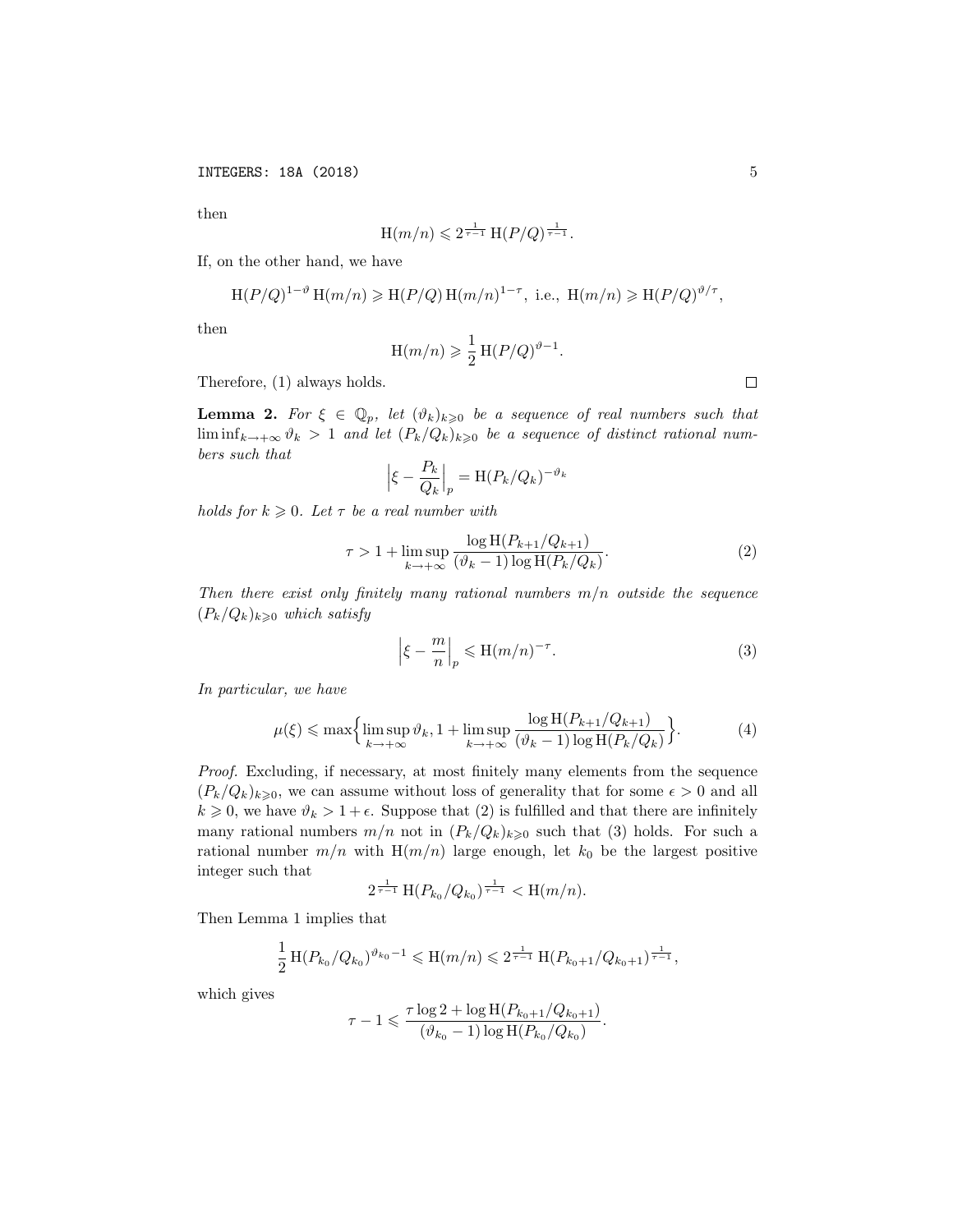then

$$\mathrm{H}(m/n) \leqslant 2^{\frac{1}{\tau-1}} \,\mathrm{H}(P/Q)^{\frac{1}{\tau-1}}.$$

If, on the other hand, we have

$$\mathrm{H}(P/Q)^{1-\vartheta} \,\mathrm{H}(m/n) \geqslant \mathrm{H}(P/Q)\,\mathrm{H}(m/n)^{1-\tau}, \text{ i.e., } \mathrm{H}(m/n) \geqslant \mathrm{H}(P/Q)^{\vartheta/\tau},$$

then

$$\mathrm{H}(m/n) \geqslant \frac{1}{2}\,\mathrm{H}(P/Q)^{\vartheta-1}.$$

Therefore, (1) always holds. □

**Lemma 2.** *For $\xi \in \mathbb{Q}_p$, let $(\vartheta_k)_{k\geqslant 0}$ be a sequence of real numbers such that $\liminf_{k\to+\infty} \vartheta_k > 1$ and let $(P_k/Q_k)_{k\geqslant 0}$ be a sequence of distinct rational numbers such that*

$$\Big|\xi - \frac{P_k}{Q_k}\Big|_p = \mathrm{H}(P_k/Q_k)^{-\vartheta_k}$$

*holds for $k \geqslant 0$. Let $\tau$ be a real number with*

$$\tau > 1 + \limsup_{k\to+\infty} \frac{\log \mathrm{H}(P_{k+1}/Q_{k+1})}{(\vartheta_k - 1)\log \mathrm{H}(P_k/Q_k)}. \tag{2}$$

*Then there exist only finitely many rational numbers $m/n$ outside the sequence $(P_k/Q_k)_{k\geqslant 0}$ which satisfy*

$$\Big|\xi - \frac{m}{n}\Big|_p \leqslant \mathrm{H}(m/n)^{-\tau}. \tag{3}$$

*In particular, we have*

$$\mu(\xi) \leqslant \max\Big\{\limsup_{k\to+\infty} \vartheta_k, 1 + \limsup_{k\to+\infty} \frac{\log \mathrm{H}(P_{k+1}/Q_{k+1})}{(\vartheta_k - 1)\log \mathrm{H}(P_k/Q_k)}\Big\}. \tag{4}$$

*Proof.* Excluding, if necessary, at most finitely many elements from the sequence $(P_k/Q_k)_{k\geqslant 0}$, we can assume without loss of generality that for some $\epsilon > 0$ and all $k \geqslant 0$, we have $\vartheta_k > 1 + \epsilon$. Suppose that (2) is fulfilled and that there are infinitely many rational numbers $m/n$ not in $(P_k/Q_k)_{k\geqslant 0}$ such that (3) holds. For such a rational number $m/n$ with $\mathrm{H}(m/n)$ large enough, let $k_0$ be the largest positive integer such that

$$2^{\frac{1}{\tau-1}} \,\mathrm{H}(P_{k_0}/Q_{k_0})^{\frac{1}{\tau-1}} < \mathrm{H}(m/n).$$

Then Lemma 1 implies that

$$\frac{1}{2}\,\mathrm{H}(P_{k_0}/Q_{k_0})^{\vartheta_{k_0}-1} \leqslant \mathrm{H}(m/n) \leqslant 2^{\frac{1}{\tau-1}} \,\mathrm{H}(P_{k_0+1}/Q_{k_0+1})^{\frac{1}{\tau-1}},$$

which gives

$$\tau - 1 \leqslant \frac{\tau \log 2 + \log \mathrm{H}(P_{k_0+1}/Q_{k_0+1})}{(\vartheta_{k_0} - 1)\log \mathrm{H}(P_{k_0}/Q_{k_0})}.$$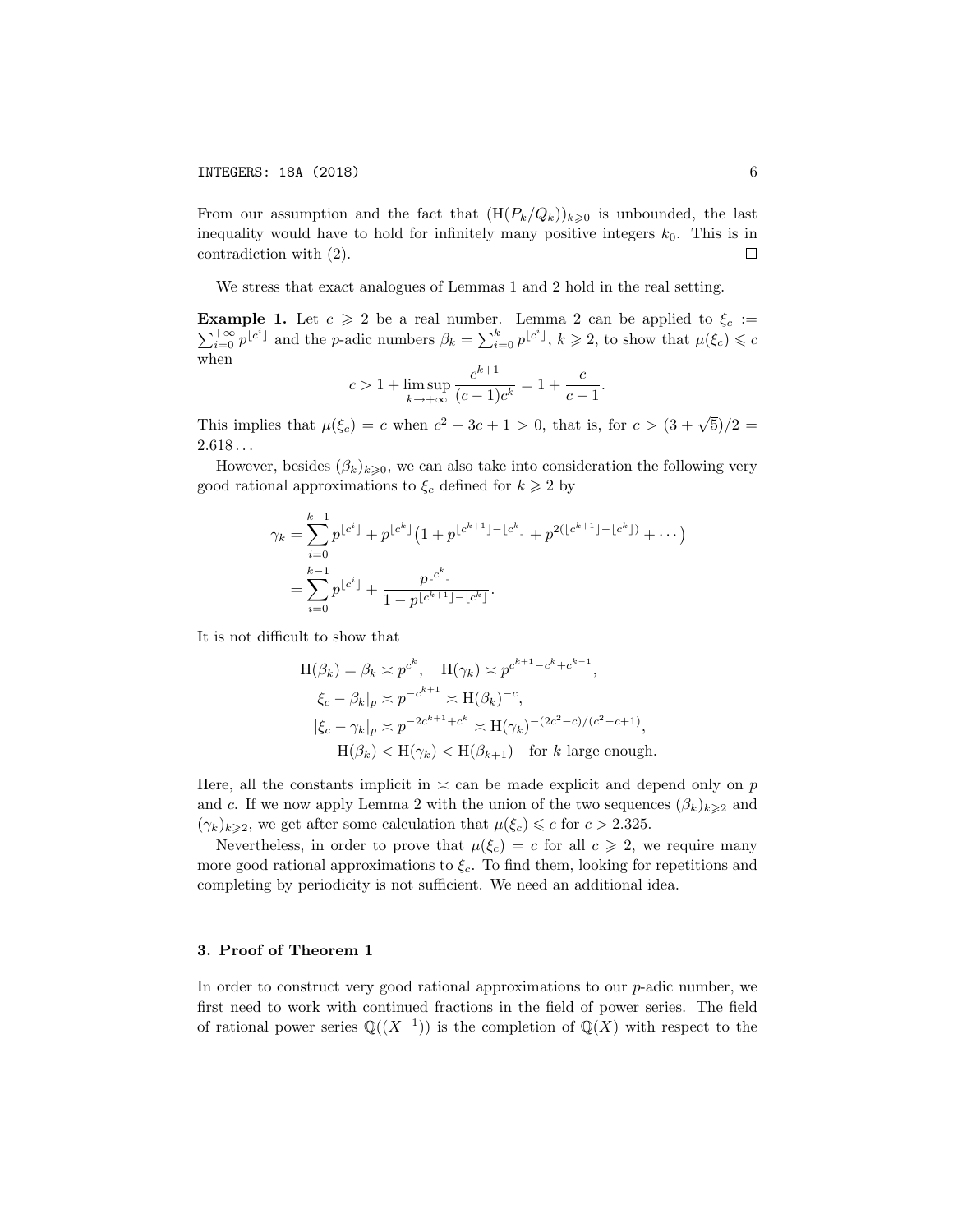From our assumption and the fact that $(\mathrm{H}(P_k/Q_k))_{k\geqslant 0}$ is unbounded, the last inequality would have to hold for infinitely many positive integers $k_0$. This is in contradiction with (2). $\square$

We stress that exact analogues of Lemmas 1 and 2 hold in the real setting.

**Example 1.** Let $c \geqslant 2$ be a real number. Lemma 2 can be applied to $\xi_c := \sum_{i=0}^{+\infty} p^{\lfloor c^i \rfloor}$ and the $p$-adic numbers $\beta_k = \sum_{i=0}^{k} p^{\lfloor c^i \rfloor}$, $k \geqslant 2$, to show that $\mu(\xi_c) \leqslant c$ when

$$c > 1 + \limsup_{k\to+\infty} \frac{c^{k+1}}{(c-1)c^k} = 1 + \frac{c}{c-1}.$$

This implies that $\mu(\xi_c) = c$ when $c^2 - 3c + 1 > 0$, that is, for $c > (3+\sqrt{5})/2 = 2.618\ldots$

However, besides $(\beta_k)_{k\geqslant 0}$, we can also take into consideration the following very good rational approximations to $\xi_c$ defined for $k \geqslant 2$ by

$$\begin{aligned}
\gamma_k &= \sum_{i=0}^{k-1} p^{\lfloor c^i \rfloor} + p^{\lfloor c^k \rfloor}\big(1 + p^{\lfloor c^{k+1} \rfloor - \lfloor c^k \rfloor} + p^{2(\lfloor c^{k+1} \rfloor - \lfloor c^k \rfloor)} + \cdots\big) \\
&= \sum_{i=0}^{k-1} p^{\lfloor c^i \rfloor} + \frac{p^{\lfloor c^k \rfloor}}{1 - p^{\lfloor c^{k+1} \rfloor - \lfloor c^k \rfloor}}.
\end{aligned}$$

It is not difficult to show that

$$\begin{aligned}
\mathrm{H}(\beta_k) = \beta_k \asymp p^{c^k}, &\quad \mathrm{H}(\gamma_k) \asymp p^{c^{k+1} - c^k + c^{k-1}}, \\
|\xi_c - \beta_k|_p &\asymp p^{-c^{k+1}} \asymp \mathrm{H}(\beta_k)^{-c}, \\
|\xi_c - \gamma_k|_p &\asymp p^{-2c^{k+1} + c^k} \asymp \mathrm{H}(\gamma_k)^{-(2c^2 - c)/(c^2 - c + 1)}, \\
\mathrm{H}(\beta_k) &< \mathrm{H}(\gamma_k) < \mathrm{H}(\beta_{k+1}) \quad \text{for } k \text{ large enough.}
\end{aligned}$$

Here, all the constants implicit in $\asymp$ can be made explicit and depend only on $p$ and $c$. If we now apply Lemma 2 with the union of the two sequences $(\beta_k)_{k\geqslant 2}$ and $(\gamma_k)_{k\geqslant 2}$, we get after some calculation that $\mu(\xi_c) \leqslant c$ for $c > 2.325$.

Nevertheless, in order to prove that $\mu(\xi_c) = c$ for all $c \geqslant 2$, we require many more good rational approximations to $\xi_c$. To find them, looking for repetitions and completing by periodicity is not sufficient. We need an additional idea.

## 3. Proof of Theorem 1

In order to construct very good rational approximations to our $p$-adic number, we first need to work with continued fractions in the field of power series. The field of rational power series $\mathbb{Q}((X^{-1}))$ is the completion of $\mathbb{Q}(X)$ with respect to the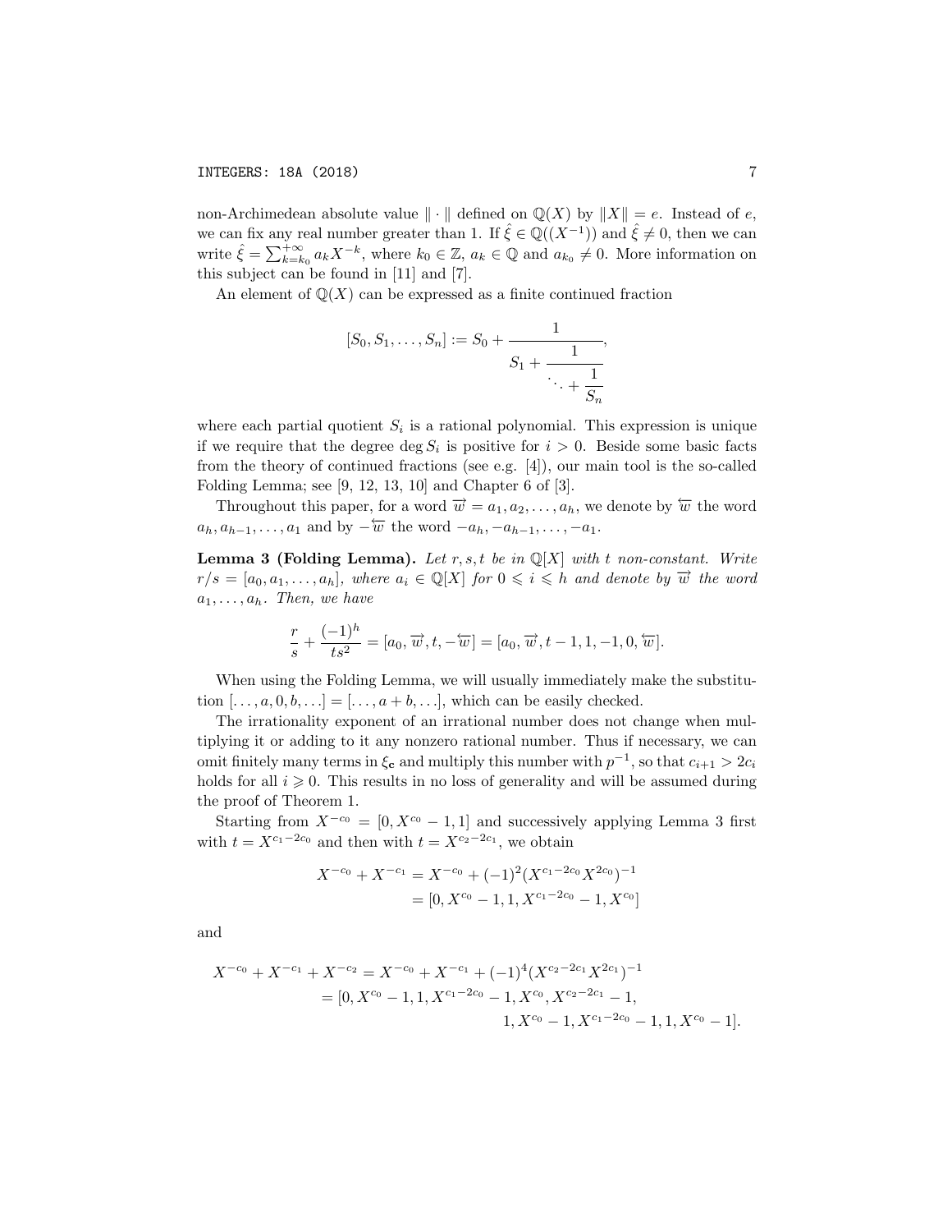non-Archimedean absolute value $\|\cdot\|$ defined on $\mathbb{Q}(X)$ by $\|X\| = e$. Instead of $e$, we can fix any real number greater than 1. If $\hat{\xi} \in \mathbb{Q}((X^{-1}))$ and $\hat{\xi} \neq 0$, then we can write $\hat{\xi} = \sum_{k=k_0}^{+\infty} a_k X^{-k}$, where $k_0 \in \mathbb{Z}$, $a_k \in \mathbb{Q}$ and $a_{k_0} \neq 0$. More information on this subject can be found in [11] and [7].

An element of $\mathbb{Q}(X)$ can be expressed as a finite continued fraction

$$[S_0, S_1, \ldots, S_n] := S_0 + \cfrac{1}{S_1 + \cfrac{1}{\ddots + \cfrac{1}{S_n}}},$$

where each partial quotient $S_i$ is a rational polynomial. This expression is unique if we require that the degree $\deg S_i$ is positive for $i > 0$. Beside some basic facts from the theory of continued fractions (see e.g. [4]), our main tool is the so-called Folding Lemma; see [9, 12, 13, 10] and Chapter 6 of [3].

Throughout this paper, for a word $\overrightarrow{w} = a_1, a_2, \ldots, a_h$, we denote by $\overleftarrow{w}$ the word $a_h, a_{h-1}, \ldots, a_1$ and by $-\overleftarrow{w}$ the word $-a_h, -a_{h-1}, \ldots, -a_1$.

**Lemma 3 (Folding Lemma).** *Let $r, s, t$ be in $\mathbb{Q}[X]$ with $t$ non-constant. Write $r/s = [a_0, a_1, \ldots, a_h]$, where $a_i \in \mathbb{Q}[X]$ for $0 \leqslant i \leqslant h$ and denote by $\overrightarrow{w}$ the word $a_1, \ldots, a_h$. Then, we have*

$$\frac{r}{s} + \frac{(-1)^h}{ts^2} = [a_0, \overrightarrow{w}, t, -\overleftarrow{w}] = [a_0, \overrightarrow{w}, t-1, 1, -1, 0, \overleftarrow{w}].$$

When using the Folding Lemma, we will usually immediately make the substitution $[\ldots, a, 0, b, \ldots] = [\ldots, a+b, \ldots]$, which can be easily checked.

The irrationality exponent of an irrational number does not change when multiplying it or adding to it any nonzero rational number. Thus if necessary, we can omit finitely many terms in $\xi_{\mathbf{c}}$ and multiply this number with $p^{-1}$, so that $c_{i+1} > 2c_i$ holds for all $i \geqslant 0$. This results in no loss of generality and will be assumed during the proof of Theorem 1.

Starting from $X^{-c_0} = [0, X^{c_0} - 1, 1]$ and successively applying Lemma 3 first with $t = X^{c_1 - 2c_0}$ and then with $t = X^{c_2 - 2c_1}$, we obtain

$$\begin{aligned} X^{-c_0} + X^{-c_1} &= X^{-c_0} + (-1)^2 (X^{c_1 - 2c_0} X^{2c_0})^{-1} \\ &= [0, X^{c_0} - 1, 1, X^{c_1 - 2c_0} - 1, X^{c_0}] \end{aligned}$$

and

$$\begin{aligned} X^{-c_0} + X^{-c_1} + X^{-c_2} &= X^{-c_0} + X^{-c_1} + (-1)^4 (X^{c_2 - 2c_1} X^{2c_1})^{-1} \\ &= [0, X^{c_0} - 1, 1, X^{c_1 - 2c_0} - 1, X^{c_0}, X^{c_2 - 2c_1} - 1, \\ &\qquad 1, X^{c_0} - 1, X^{c_1 - 2c_0} - 1, 1, X^{c_0} - 1]. \end{aligned}$$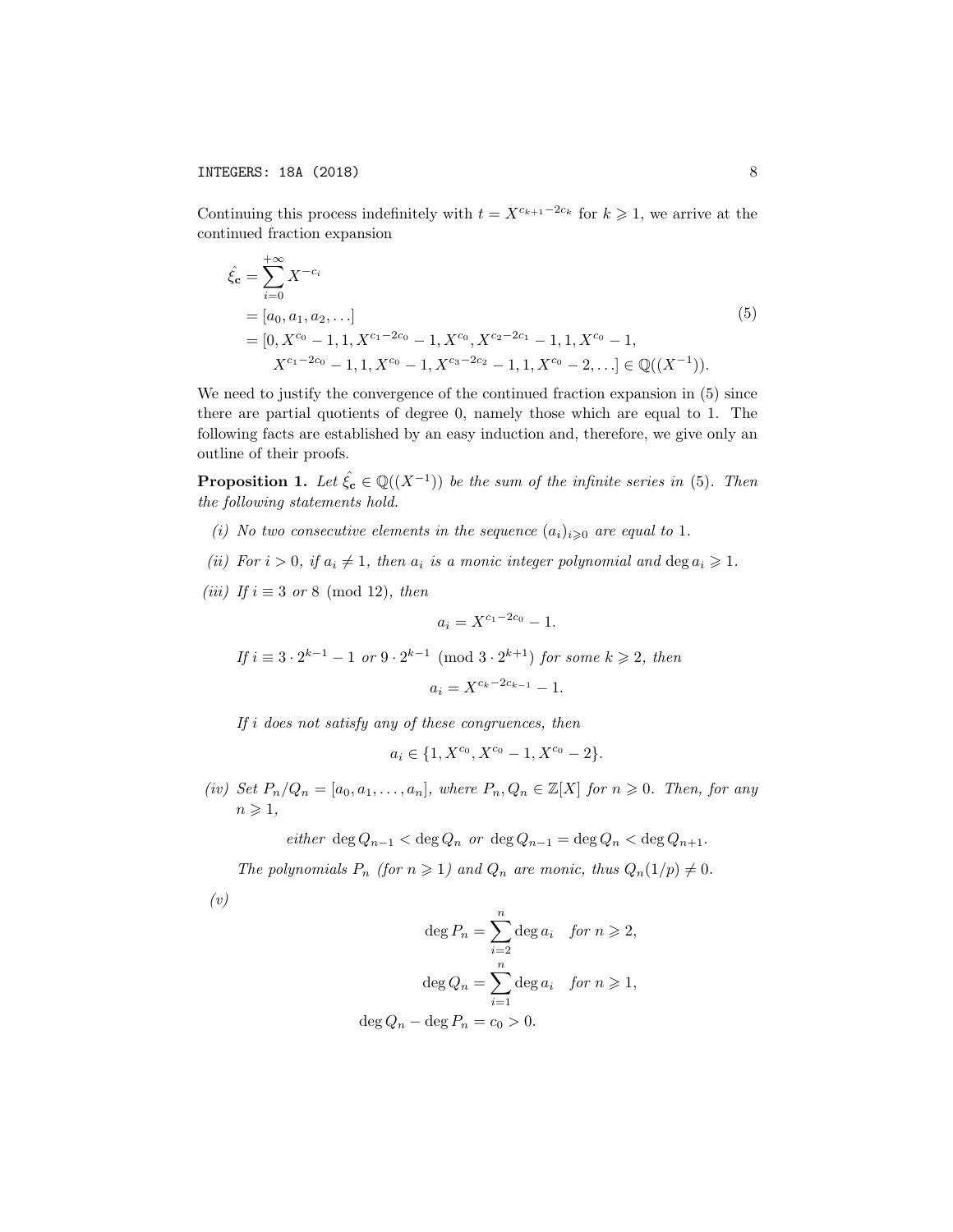Continuing this process indefinitely with $t = X^{c_{k+1}-2c_k}$ for $k \geqslant 1$, we arrive at the continued fraction expansion

$$
\begin{aligned}
\hat{\xi_{\mathbf{c}}} &= \sum_{i=0}^{+\infty} X^{-c_i} \\
&= [a_0, a_1, a_2, \ldots] \\
&= [0, X^{c_0} - 1, 1, X^{c_1-2c_0} - 1, X^{c_0}, X^{c_2-2c_1} - 1, 1, X^{c_0} - 1, \\
&\qquad X^{c_1-2c_0} - 1, 1, X^{c_0} - 1, X^{c_3-2c_2} - 1, 1, X^{c_0} - 2, \ldots] \in \mathbb{Q}((X^{-1})).
\end{aligned} \tag{5}
$$

We need to justify the convergence of the continued fraction expansion in (5) since there are partial quotients of degree 0, namely those which are equal to 1. The following facts are established by an easy induction and, therefore, we give only an outline of their proofs.

**Proposition 1.** *Let $\hat{\xi_{\mathbf{c}}} \in \mathbb{Q}((X^{-1}))$ be the sum of the infinite series in* (5)*. Then the following statements hold.*

*(i) No two consecutive elements in the sequence $(a_i)_{i\geqslant 0}$ are equal to* 1*.*

*(ii) For $i > 0$, if $a_i \neq 1$, then $a_i$ is a monic integer polynomial and $\deg a_i \geqslant 1$.*

*(iii) If $i \equiv 3$ or $8 \pmod{12}$, then*

$$a_i = X^{c_1-2c_0} - 1.$$

*If $i \equiv 3 \cdot 2^{k-1} - 1$ or $9 \cdot 2^{k-1} \pmod{3 \cdot 2^{k+1}}$ for some $k \geqslant 2$, then*

$$a_i = X^{c_k-2c_{k-1}} - 1.$$

*If $i$ does not satisfy any of these congruences, then*

$$a_i \in \{1, X^{c_0}, X^{c_0} - 1, X^{c_0} - 2\}.$$

*(iv) Set $P_n/Q_n = [a_0, a_1, \ldots, a_n]$, where $P_n, Q_n \in \mathbb{Z}[X]$ for $n \geqslant 0$. Then, for any $n \geqslant 1$,*

$$\text{either } \deg Q_{n-1} < \deg Q_n \text{ or } \deg Q_{n-1} = \deg Q_n < \deg Q_{n+1}.$$

*The polynomials $P_n$ (for $n \geqslant 1$) and $Q_n$ are monic, thus $Q_n(1/p) \neq 0$.*

*(v)*

$$
\begin{aligned}
\deg P_n &= \sum_{i=2}^{n} \deg a_i \quad \text{for } n \geqslant 2, \\
\deg Q_n &= \sum_{i=1}^{n} \deg a_i \quad \text{for } n \geqslant 1, \\
\deg Q_n - \deg P_n &= c_0 > 0.
\end{aligned}
$$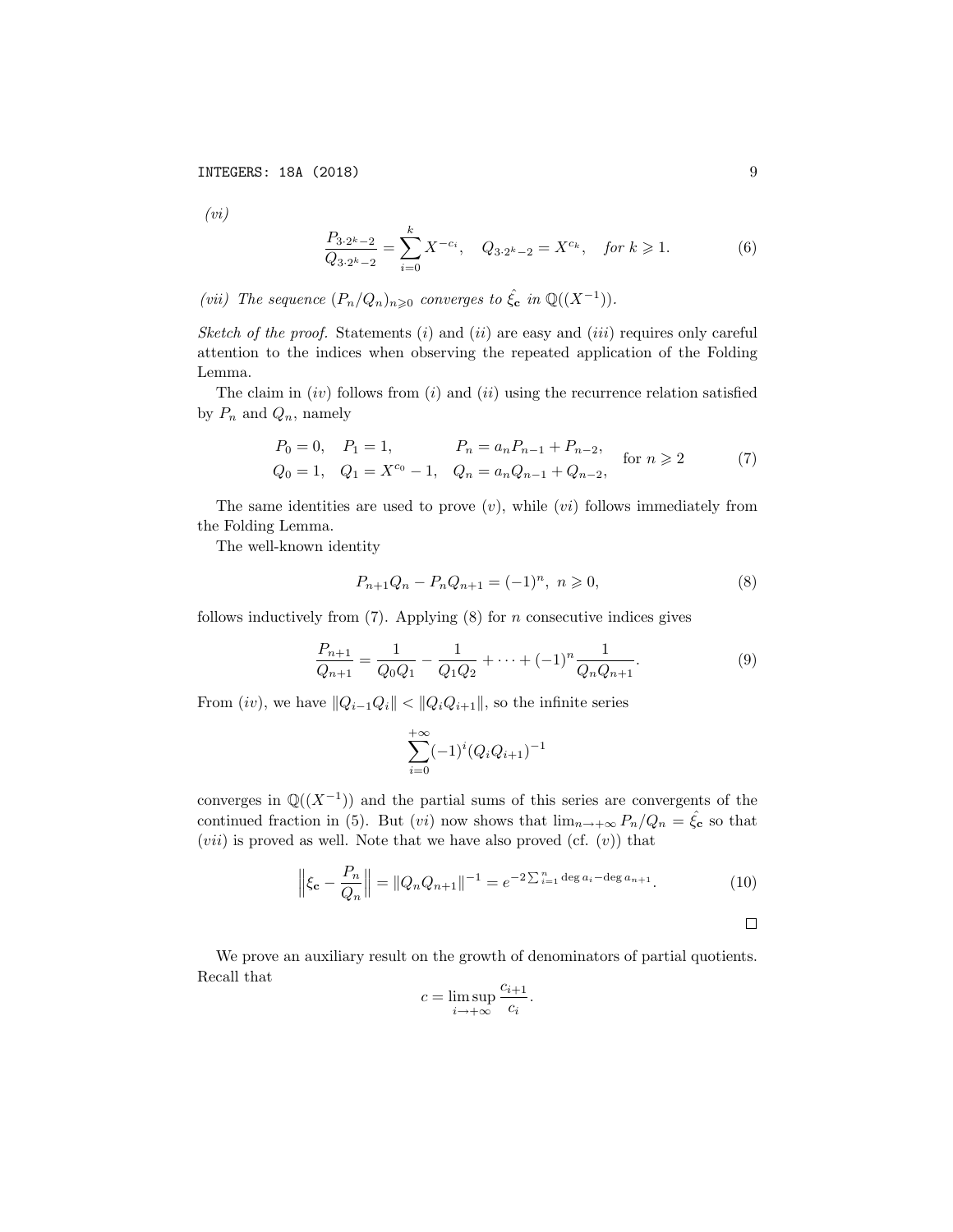*(vi)*

$$\frac{P_{3\cdot 2^k-2}}{Q_{3\cdot 2^k-2}} = \sum_{i=0}^{k} X^{-c_i}, \quad Q_{3\cdot 2^k-2} = X^{c_k}, \quad \textit{for } k \geqslant 1. \tag{6}$$

*(vii) The sequence* $(P_n/Q_n)_{n\geqslant 0}$ *converges to* $\hat{\xi_{\mathbf{c}}}$ *in* $\mathbb{Q}((X^{-1}))$.

*Sketch of the proof.* Statements $(i)$ and $(ii)$ are easy and $(iii)$ requires only careful attention to the indices when observing the repeated application of the Folding Lemma.

The claim in $(iv)$ follows from $(i)$ and $(ii)$ using the recurrence relation satisfied by $P_n$ and $Q_n$, namely

$$\begin{array}{lll} P_0 = 0, \quad P_1 = 1, & P_n = a_n P_{n-1} + P_{n-2}, & \\ Q_0 = 1, \quad Q_1 = X^{c_0} - 1, & Q_n = a_n Q_{n-1} + Q_{n-2}, & \end{array} \text{for } n \geqslant 2 \tag{7}$$

The same identities are used to prove $(v)$, while $(vi)$ follows immediately from the Folding Lemma.

The well-known identity

$$P_{n+1}Q_n - P_nQ_{n+1} = (-1)^n, \ n \geqslant 0, \tag{8}$$

follows inductively from (7). Applying (8) for $n$ consecutive indices gives

$$\frac{P_{n+1}}{Q_{n+1}} = \frac{1}{Q_0Q_1} - \frac{1}{Q_1Q_2} + \cdots + (-1)^n \frac{1}{Q_nQ_{n+1}}. \tag{9}$$

From $(iv)$, we have $\|Q_{i-1}Q_i\| < \|Q_iQ_{i+1}\|$, so the infinite series

$$\sum_{i=0}^{+\infty} (-1)^i (Q_iQ_{i+1})^{-1}$$

converges in $\mathbb{Q}((X^{-1}))$ and the partial sums of this series are convergents of the continued fraction in (5). But $(vi)$ now shows that $\lim_{n\to+\infty} P_n/Q_n = \hat{\xi_{\mathbf{c}}}$ so that $(vii)$ is proved as well. Note that we have also proved (cf. $(v)$) that

$$\left\| \xi_{\mathbf{c}} - \frac{P_n}{Q_n} \right\| = \|Q_nQ_{n+1}\|^{-1} = e^{-2\sum_{i=1}^{n} \deg a_i - \deg a_{n+1}}. \tag{10}$$

$\square$

We prove an auxiliary result on the growth of denominators of partial quotients. Recall that

$$c = \limsup_{i\to+\infty} \frac{c_{i+1}}{c_i}.$$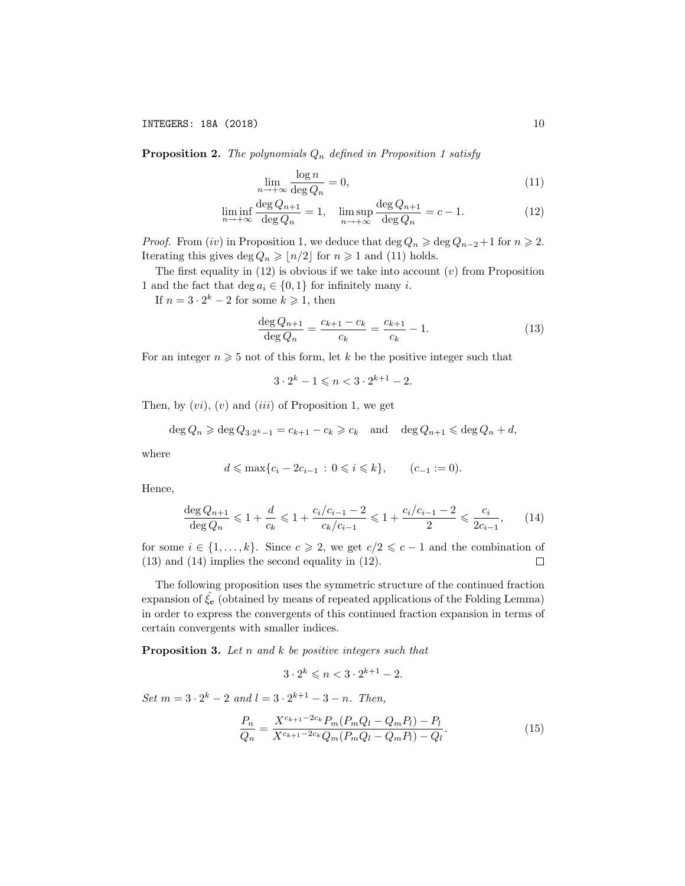**Proposition 2.** *The polynomials $Q_n$ defined in Proposition 1 satisfy*

$$\lim_{n\to+\infty} \frac{\log n}{\deg Q_n} = 0, \tag{11}$$

$$\liminf_{n\to+\infty} \frac{\deg Q_{n+1}}{\deg Q_n} = 1, \quad \limsup_{n\to+\infty} \frac{\deg Q_{n+1}}{\deg Q_n} = c - 1. \tag{12}$$

*Proof.* From $(iv)$ in Proposition 1, we deduce that $\deg Q_n \geqslant \deg Q_{n-2} + 1$ for $n \geqslant 2$. Iterating this gives $\deg Q_n \geqslant \lfloor n/2 \rfloor$ for $n \geqslant 1$ and (11) holds.

The first equality in (12) is obvious if we take into account $(v)$ from Proposition 1 and the fact that $\deg a_i \in \{0, 1\}$ for infinitely many $i$.

If $n = 3 \cdot 2^k - 2$ for some $k \geqslant 1$, then

$$\frac{\deg Q_{n+1}}{\deg Q_n} = \frac{c_{k+1} - c_k}{c_k} = \frac{c_{k+1}}{c_k} - 1. \tag{13}$$

For an integer $n \geqslant 5$ not of this form, let $k$ be the positive integer such that

$$3 \cdot 2^k - 1 \leqslant n < 3 \cdot 2^{k+1} - 2.$$

Then, by $(vi)$, $(v)$ and $(iii)$ of Proposition 1, we get

$$\deg Q_n \geqslant \deg Q_{3\cdot 2^k - 1} = c_{k+1} - c_k \geqslant c_k \quad \text{and} \quad \deg Q_{n+1} \leqslant \deg Q_n + d,$$

where

$$d \leqslant \max\{c_i - 2c_{i-1} : 0 \leqslant i \leqslant k\}, \qquad (c_{-1} := 0).$$

Hence,

$$\frac{\deg Q_{n+1}}{\deg Q_n} \leqslant 1 + \frac{d}{c_k} \leqslant 1 + \frac{c_i/c_{i-1} - 2}{c_k/c_{i-1}} \leqslant 1 + \frac{c_i/c_{i-1} - 2}{2} \leqslant \frac{c_i}{2c_{i-1}}, \tag{14}$$

for some $i \in \{1, \ldots, k\}$. Since $c \geqslant 2$, we get $c/2 \leqslant c - 1$ and the combination of (13) and (14) implies the second equality in (12). $\square$

The following proposition uses the symmetric structure of the continued fraction expansion of $\hat{\xi_{\mathbf{c}}}$ (obtained by means of repeated applications of the Folding Lemma) in order to express the convergents of this continued fraction expansion in terms of certain convergents with smaller indices.

**Proposition 3.** *Let $n$ and $k$ be positive integers such that*

$$3 \cdot 2^k \leqslant n < 3 \cdot 2^{k+1} - 2.$$

*Set $m = 3 \cdot 2^k - 2$ and $l = 3 \cdot 2^{k+1} - 3 - n$. Then,*

$$\frac{P_n}{Q_n} = \frac{X^{c_{k+1} - 2c_k} P_m (P_m Q_l - Q_m P_l) - P_l}{X^{c_{k+1} - 2c_k} Q_m (P_m Q_l - Q_m P_l) - Q_l}. \tag{15}$$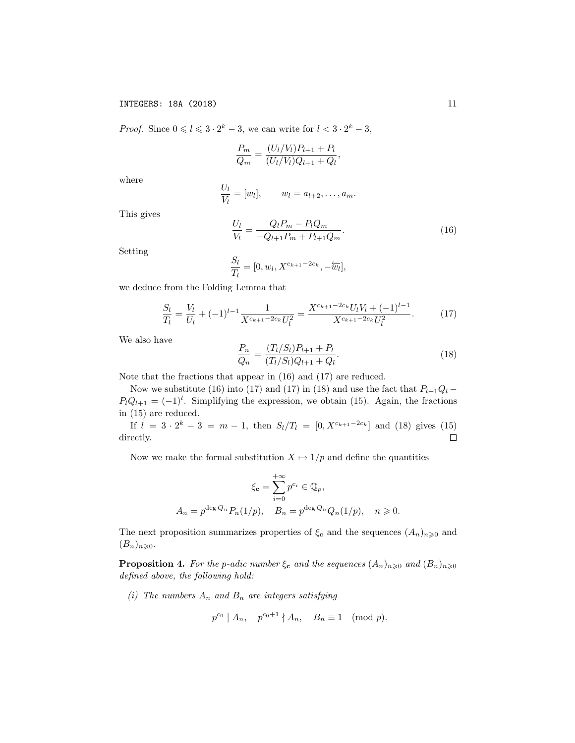*Proof.* Since $0 \leqslant l \leqslant 3 \cdot 2^k - 3$, we can write for $l < 3 \cdot 2^k - 3$,

$$\frac{P_m}{Q_m} = \frac{(U_l/V_l)P_{l+1} + P_l}{(U_l/V_l)Q_{l+1} + Q_l},$$

where

$$\frac{U_l}{V_l} = [w_l], \qquad w_l = a_{l+2}, \ldots, a_m.$$

This gives

$$\frac{U_l}{V_l} = \frac{Q_l P_m - P_l Q_m}{-Q_{l+1} P_m + P_{l+1} Q_m}. \tag{16}$$

Setting

$$\frac{S_l}{T_l} = [0, w_l, X^{c_{k+1} - 2c_k}, -\overleftarrow{w_l}],$$

we deduce from the Folding Lemma that

$$\frac{S_l}{T_l} = \frac{V_l}{U_l} + (-1)^{l-1} \frac{1}{X^{c_{k+1} - 2c_k} U_l^2} = \frac{X^{c_{k+1} - 2c_k} U_l V_l + (-1)^{l-1}}{X^{c_{k+1} - 2c_k} U_l^2}. \tag{17}$$

We also have

$$\frac{P_n}{Q_n} = \frac{(T_l/S_l)P_{l+1} + P_l}{(T_l/S_l)Q_{l+1} + Q_l}. \tag{18}$$

Note that the fractions that appear in (16) and (17) are reduced.

Now we substitute (16) into (17) and (17) in (18) and use the fact that $P_{l+1}Q_l - P_l Q_{l+1} = (-1)^l$. Simplifying the expression, we obtain (15). Again, the fractions in (15) are reduced.

If $l = 3 \cdot 2^k - 3 = m - 1$, then $S_l/T_l = [0, X^{c_{k+1} - 2c_k}]$ and (18) gives (15) directly. $\square$

Now we make the formal substitution $X \mapsto 1/p$ and define the quantities

$$\xi_{\mathbf{c}} = \sum_{i=0}^{+\infty} p^{c_i} \in \mathbb{Q}_p,$$
$$A_n = p^{\deg Q_n} P_n(1/p), \quad B_n = p^{\deg Q_n} Q_n(1/p), \quad n \geqslant 0.$$

The next proposition summarizes properties of $\xi_{\mathbf{c}}$ and the sequences $(A_n)_{n \geqslant 0}$ and $(B_n)_{n \geqslant 0}$.

**Proposition 4.** *For the p-adic number $\xi_{\mathbf{c}}$ and the sequences $(A_n)_{n \geqslant 0}$ and $(B_n)_{n \geqslant 0}$ defined above, the following hold:*

*(i) The numbers $A_n$ and $B_n$ are integers satisfying*

$$p^{c_0} \mid A_n, \quad p^{c_0 + 1} \nmid A_n, \quad B_n \equiv 1 \pmod{p}.$$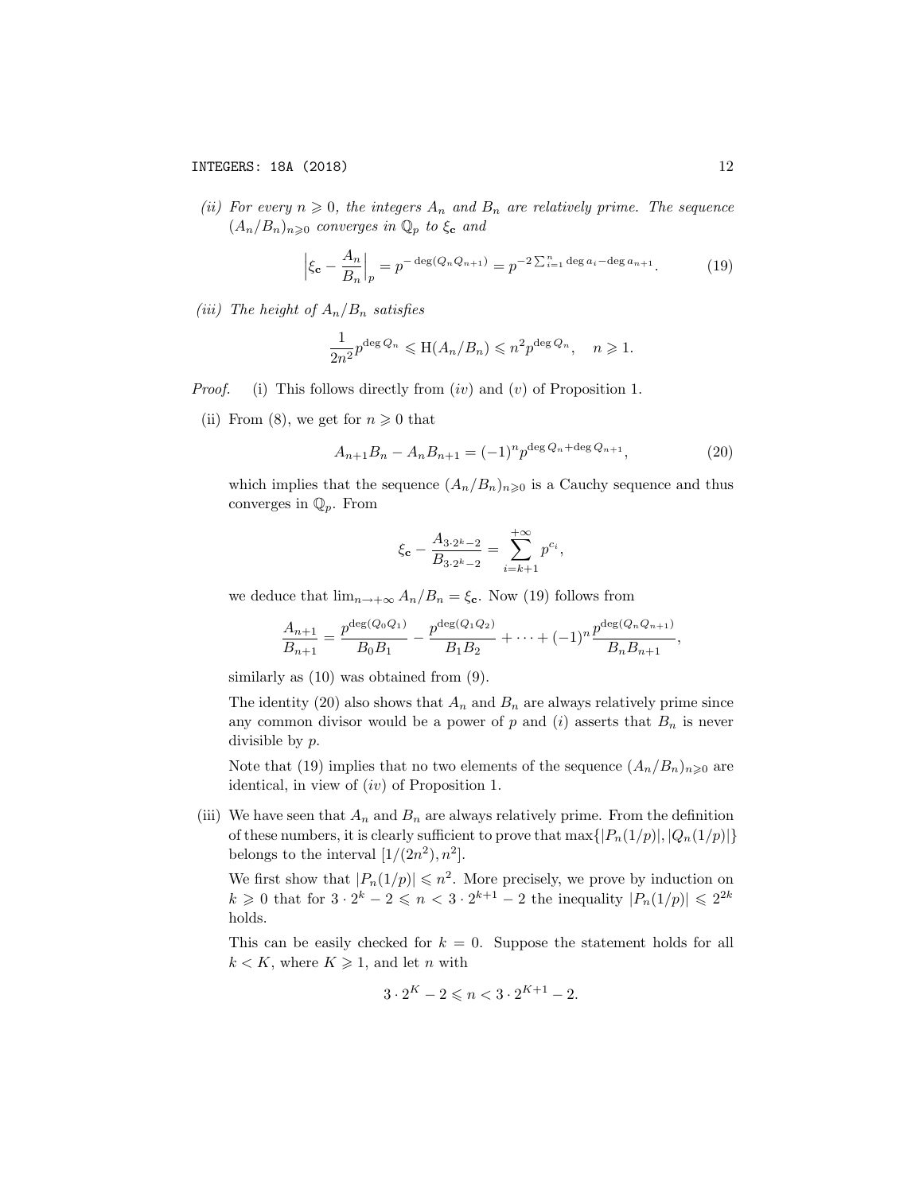*(ii) For every $n \geqslant 0$, the integers $A_n$ and $B_n$ are relatively prime. The sequence $(A_n/B_n)_{n\geqslant 0}$ converges in $\mathbb{Q}_p$ to $\xi_{\mathbf{c}}$ and*

$$\left|\xi_{\mathbf{c}} - \frac{A_n}{B_n}\right|_p = p^{-\deg(Q_n Q_{n+1})} = p^{-2\sum_{i=1}^{n}\deg a_i - \deg a_{n+1}}. \tag{19}$$

*(iii) The height of $A_n/B_n$ satisfies*

$$\frac{1}{2n^2}p^{\deg Q_n} \leqslant \mathrm{H}(A_n/B_n) \leqslant n^2 p^{\deg Q_n}, \quad n \geqslant 1.$$

*Proof.* (i) This follows directly from $(iv)$ and $(v)$ of Proposition 1.

(ii) From (8), we get for $n \geqslant 0$ that

$$A_{n+1}B_n - A_n B_{n+1} = (-1)^n p^{\deg Q_n + \deg Q_{n+1}}, \tag{20}$$

which implies that the sequence $(A_n/B_n)_{n\geqslant 0}$ is a Cauchy sequence and thus converges in $\mathbb{Q}_p$. From

$$\xi_{\mathbf{c}} - \frac{A_{3\cdot 2^k - 2}}{B_{3\cdot 2^k-2}} = \sum_{i=k+1}^{+\infty} p^{c_i},$$

we deduce that $\lim_{n\to+\infty} A_n/B_n = \xi_{\mathbf{c}}$. Now (19) follows from

$$\frac{A_{n+1}}{B_{n+1}} = \frac{p^{\deg(Q_0Q_1)}}{B_0B_1} - \frac{p^{\deg(Q_1Q_2)}}{B_1B_2} + \cdots + (-1)^n \frac{p^{\deg(Q_nQ_{n+1})}}{B_nB_{n+1}},$$

similarly as (10) was obtained from (9).

The identity (20) also shows that $A_n$ and $B_n$ are always relatively prime since any common divisor would be a power of $p$ and $(i)$ asserts that $B_n$ is never divisible by $p$.

Note that (19) implies that no two elements of the sequence $(A_n/B_n)_{n\geqslant 0}$ are identical, in view of $(iv)$ of Proposition 1.

(iii) We have seen that $A_n$ and $B_n$ are always relatively prime. From the definition of these numbers, it is clearly sufficient to prove that $\max\{|P_n(1/p)|, |Q_n(1/p)|\}$ belongs to the interval $[1/(2n^2), n^2]$.

We first show that $|P_n(1/p)| \leqslant n^2$. More precisely, we prove by induction on $k \geqslant 0$ that for $3\cdot 2^k - 2 \leqslant n < 3\cdot 2^{k+1} - 2$ the inequality $|P_n(1/p)| \leqslant 2^{2k}$ holds.

This can be easily checked for $k = 0$. Suppose the statement holds for all $k < K$, where $K \geqslant 1$, and let $n$ with

$$3\cdot 2^K - 2 \leqslant n < 3\cdot 2^{K+1} - 2.$$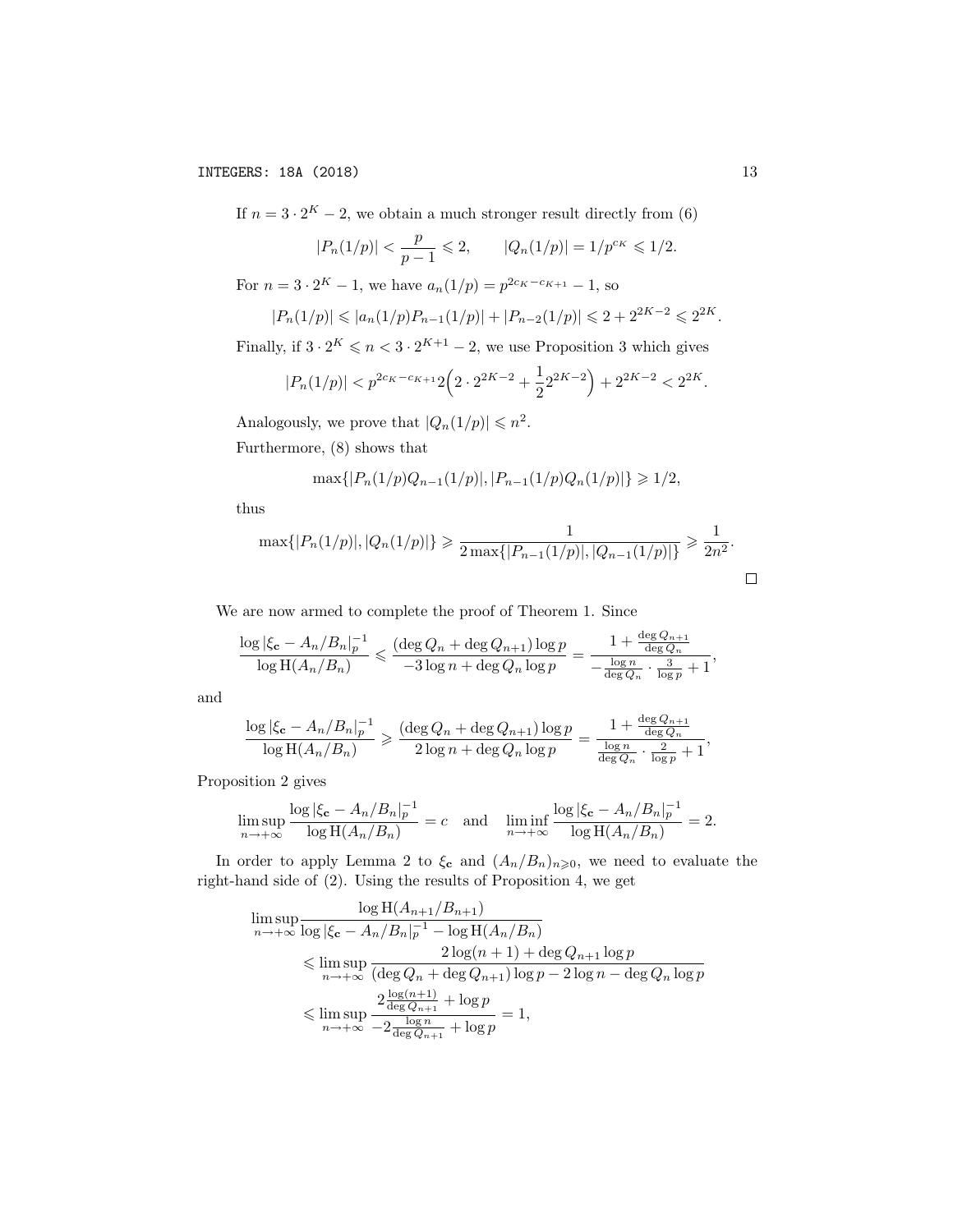If $n = 3 \cdot 2^K - 2$, we obtain a much stronger result directly from (6)

$$|P_n(1/p)| < \frac{p}{p-1} \leqslant 2, \qquad |Q_n(1/p)| = 1/p^{c_K} \leqslant 1/2.$$

For $n = 3 \cdot 2^K - 1$, we have $a_n(1/p) = p^{2c_K - c_{K+1}} - 1$, so

$$|P_n(1/p)| \leqslant |a_n(1/p)P_{n-1}(1/p)| + |P_{n-2}(1/p)| \leqslant 2 + 2^{2K-2} \leqslant 2^{2K}.$$

Finally, if $3 \cdot 2^K \leqslant n < 3 \cdot 2^{K+1} - 2$, we use Proposition 3 which gives

$$|P_n(1/p)| < p^{2c_K - c_{K+1}} 2\Big(2 \cdot 2^{2K-2} + \frac{1}{2}2^{2K-2}\Big) + 2^{2K-2} < 2^{2K}.$$

Analogously, we prove that $|Q_n(1/p)| \leqslant n^2$.

Furthermore, (8) shows that

$$\max\{|P_n(1/p)Q_{n-1}(1/p)|, |P_{n-1}(1/p)Q_n(1/p)|\} \geqslant 1/2,$$

thus

$$\max\{|P_n(1/p)|, |Q_n(1/p)|\} \geqslant \frac{1}{2\max\{|P_{n-1}(1/p)|, |Q_{n-1}(1/p)|\}} \geqslant \frac{1}{2n^2}.$$

□

We are now armed to complete the proof of Theorem 1. Since

$$\frac{\log|\xi_{\mathbf{c}} - A_n/B_n|_p^{-1}}{\log \mathrm{H}(A_n/B_n)} \leqslant \frac{(\deg Q_n + \deg Q_{n+1})\log p}{-3\log n + \deg Q_n \log p} = \frac{1 + \frac{\deg Q_{n+1}}{\deg Q_n}}{-\frac{\log n}{\deg Q_n} \cdot \frac{3}{\log p} + 1},$$

and

$$\frac{\log|\xi_{\mathbf{c}} - A_n/B_n|_p^{-1}}{\log \mathrm{H}(A_n/B_n)} \geqslant \frac{(\deg Q_n + \deg Q_{n+1})\log p}{2\log n + \deg Q_n \log p} = \frac{1 + \frac{\deg Q_{n+1}}{\deg Q_n}}{\frac{\log n}{\deg Q_n} \cdot \frac{2}{\log p} + 1},$$

Proposition 2 gives

$$\limsup_{n\to+\infty} \frac{\log|\xi_{\mathbf{c}} - A_n/B_n|_p^{-1}}{\log \mathrm{H}(A_n/B_n)} = c \quad \text{and} \quad \liminf_{n\to+\infty} \frac{\log|\xi_{\mathbf{c}} - A_n/B_n|_p^{-1}}{\log \mathrm{H}(A_n/B_n)} = 2.$$

In order to apply Lemma 2 to $\xi_{\mathbf{c}}$ and $(A_n/B_n)_{n\geqslant 0}$, we need to evaluate the right-hand side of (2). Using the results of Proposition 4, we get

$$\begin{aligned}
&\limsup_{n\to+\infty} \frac{\log \mathrm{H}(A_{n+1}/B_{n+1})}{\log|\xi_{\mathbf{c}} - A_n/B_n|_p^{-1} - \log \mathrm{H}(A_n/B_n)} \\
&\qquad \leqslant \limsup_{n\to+\infty} \frac{2\log(n+1) + \deg Q_{n+1}\log p}{(\deg Q_n + \deg Q_{n+1})\log p - 2\log n - \deg Q_n \log p} \\
&\qquad \leqslant \limsup_{n\to+\infty} \frac{2\frac{\log(n+1)}{\deg Q_{n+1}} + \log p}{-2\frac{\log n}{\deg Q_{n+1}} + \log p} = 1,
\end{aligned}$$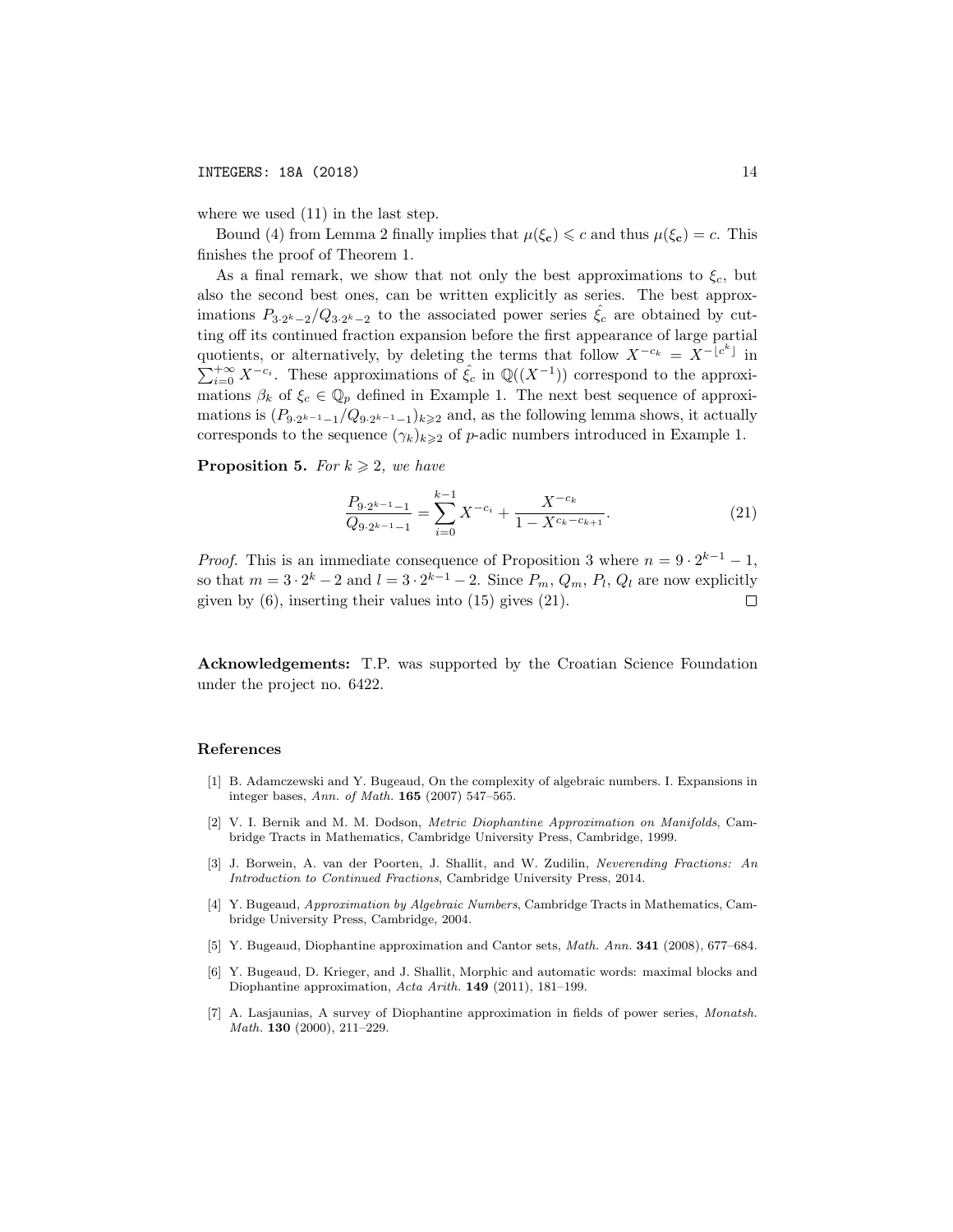where we used (11) in the last step.

Bound (4) from Lemma 2 finally implies that $\mu(\xi_{\mathbf{c}}) \leqslant c$ and thus $\mu(\xi_{\mathbf{c}}) = c$. This finishes the proof of Theorem 1.

As a final remark, we show that not only the best approximations to $\xi_c$, but also the second best ones, can be written explicitly as series. The best approximations $P_{3\cdot 2^k-2}/Q_{3\cdot 2^k-2}$ to the associated power series $\hat{\xi_c}$ are obtained by cutting off its continued fraction expansion before the first appearance of large partial quotients, or alternatively, by deleting the terms that follow $X^{-c_k} = X^{-\lfloor c^k \rfloor}$ in $\sum_{i=0}^{+\infty} X^{-c_i}$. These approximations of $\hat{\xi_c}$ in $\mathbb{Q}((X^{-1}))$ correspond to the approximations $\beta_k$ of $\xi_c \in \mathbb{Q}_p$ defined in Example 1. The next best sequence of approximations is $(P_{9\cdot 2^{k-1}-1}/Q_{9\cdot 2^{k-1}-1})_{k\geqslant 2}$ and, as the following lemma shows, it actually corresponds to the sequence $(\gamma_k)_{k\geqslant 2}$ of $p$-adic numbers introduced in Example 1.

**Proposition 5.** *For $k \geqslant 2$, we have*

$$\frac{P_{9\cdot 2^{k-1}-1}}{Q_{9\cdot 2^{k-1}-1}} = \sum_{i=0}^{k-1} X^{-c_i} + \frac{X^{-c_k}}{1 - X^{c_k - c_{k+1}}}. \tag{21}$$

*Proof.* This is an immediate consequence of Proposition 3 where $n = 9 \cdot 2^{k-1} - 1$, so that $m = 3 \cdot 2^k - 2$ and $l = 3 \cdot 2^{k-1} - 2$. Since $P_m$, $Q_m$, $P_l$, $Q_l$ are now explicitly given by (6), inserting their values into (15) gives (21). $\square$

**Acknowledgements:** T.P. was supported by the Croatian Science Foundation under the project no. 6422.

## References

[1] B. Adamczewski and Y. Bugeaud, On the complexity of algebraic numbers. I. Expansions in integer bases, *Ann. of Math.* **165** (2007) 547–565.

[2] V. I. Bernik and M. M. Dodson, *Metric Diophantine Approximation on Manifolds*, Cambridge Tracts in Mathematics, Cambridge University Press, Cambridge, 1999.

[3] J. Borwein, A. van der Poorten, J. Shallit, and W. Zudilin, *Neverending Fractions: An Introduction to Continued Fractions*, Cambridge University Press, 2014.

[4] Y. Bugeaud, *Approximation by Algebraic Numbers*, Cambridge Tracts in Mathematics, Cambridge University Press, Cambridge, 2004.

[5] Y. Bugeaud, Diophantine approximation and Cantor sets, *Math. Ann.* **341** (2008), 677–684.

[6] Y. Bugeaud, D. Krieger, and J. Shallit, Morphic and automatic words: maximal blocks and Diophantine approximation, *Acta Arith.* **149** (2011), 181–199.

[7] A. Lasjaunias, A survey of Diophantine approximation in fields of power series, *Monatsh. Math.* **130** (2000), 211–229.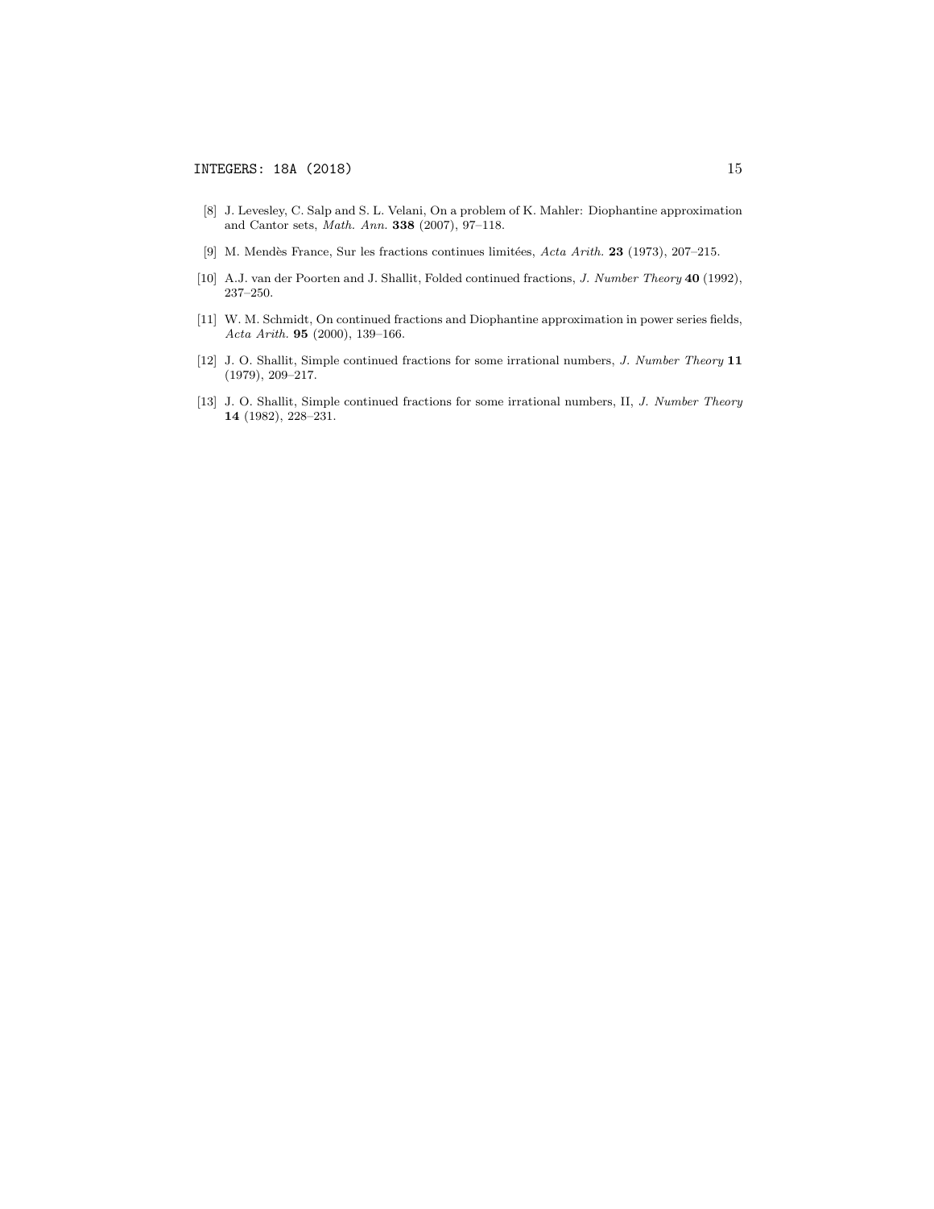[8] J. Levesley, C. Salp and S. L. Velani, On a problem of K. Mahler: Diophantine approximation and Cantor sets, *Math. Ann.* **338** (2007), 97–118.

[9] M. Mendès France, Sur les fractions continues limitées, *Acta Arith.* **23** (1973), 207–215.

[10] A.J. van der Poorten and J. Shallit, Folded continued fractions, *J. Number Theory* **40** (1992), 237–250.

[11] W. M. Schmidt, On continued fractions and Diophantine approximation in power series fields, *Acta Arith.* **95** (2000), 139–166.

[12] J. O. Shallit, Simple continued fractions for some irrational numbers, *J. Number Theory* **11** (1979), 209–217.

[13] J. O. Shallit, Simple continued fractions for some irrational numbers, II, *J. Number Theory* **14** (1982), 228–231.